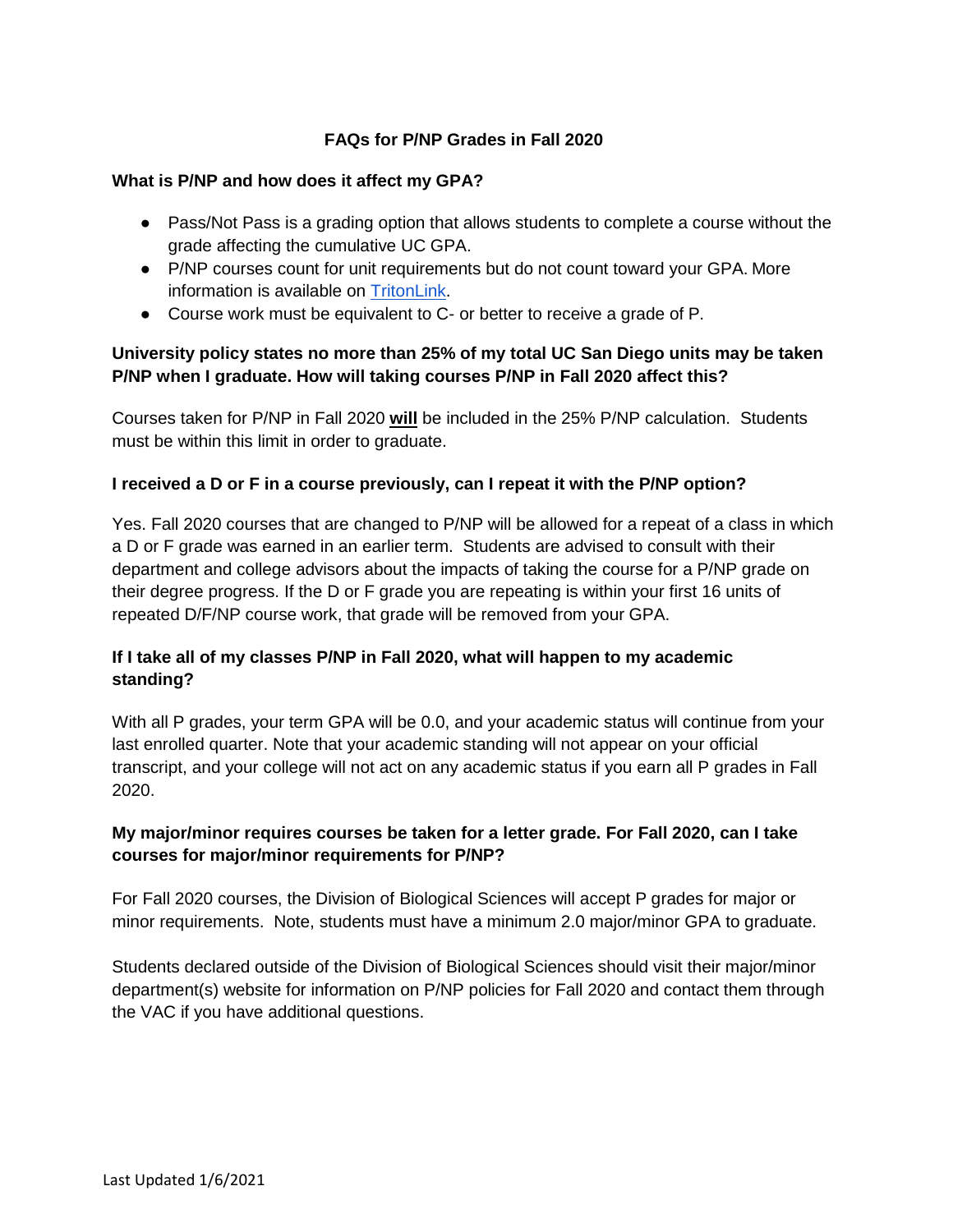# FAQs for P/NP Grades in Fall 2020

## What is P/NP and how does it affect my GPA?

- Pass/Not Pass is a grading option that allows students to complete a course without the grade affecting the cumulative UC GPA.
- P/NP courses count for unit requirements but do not count toward your GPA. More information is available on [TritonLink](TritonLink).
- Course work must be equivalent to C- or better to receive a grade of P.

## University policy states no more than 25% of my total UC San Diego units may be taken P/NP when I graduate. How will taking courses P/NP in Fall 2020 affect this?

Courses taken for P/NP in Fall 2020 **will** be included in the 25% P/NP calculation. Students must be within this limit in order to graduate.

## I received a D or F in a course previously, can I repeat it with the P/NP option?

Yes. Fall 2020 courses that are changed to P/NP will be allowed for a repeat of a class in which a D or F grade was earned in an earlier term. Students are advised to consult with their department and college advisors about the impacts of taking the course for a P/NP grade on their degree progress. If the D or F grade you are repeating is within your first 16 units of repeated D/F/NP course work, that grade will be removed from your GPA.

## If I take all of my classes P/NP in Fall 2020, what will happen to my academic standing?

With all P grades, your term GPA will be 0.0, and your academic status will continue from your last enrolled quarter. Note that your academic standing will not appear on your official transcript, and your college will not act on any academic status if you earn all P grades in Fall 2020.

## My major/minor requires courses be taken for a letter grade. For Fall 2020, can I take courses for major/minor requirements for P/NP?

For Fall 2020 courses, the Division of Biological Sciences will accept P grades for major or minor requirements. Note, students must have a minimum 2.0 major/minor GPA to graduate.

Students declared outside of the Division of Biological Sciences should visit their major/minor department(s) website for information on P/NP policies for Fall 2020 and contact them through the VAC if you have additional questions.

Last Updated 1/6/2021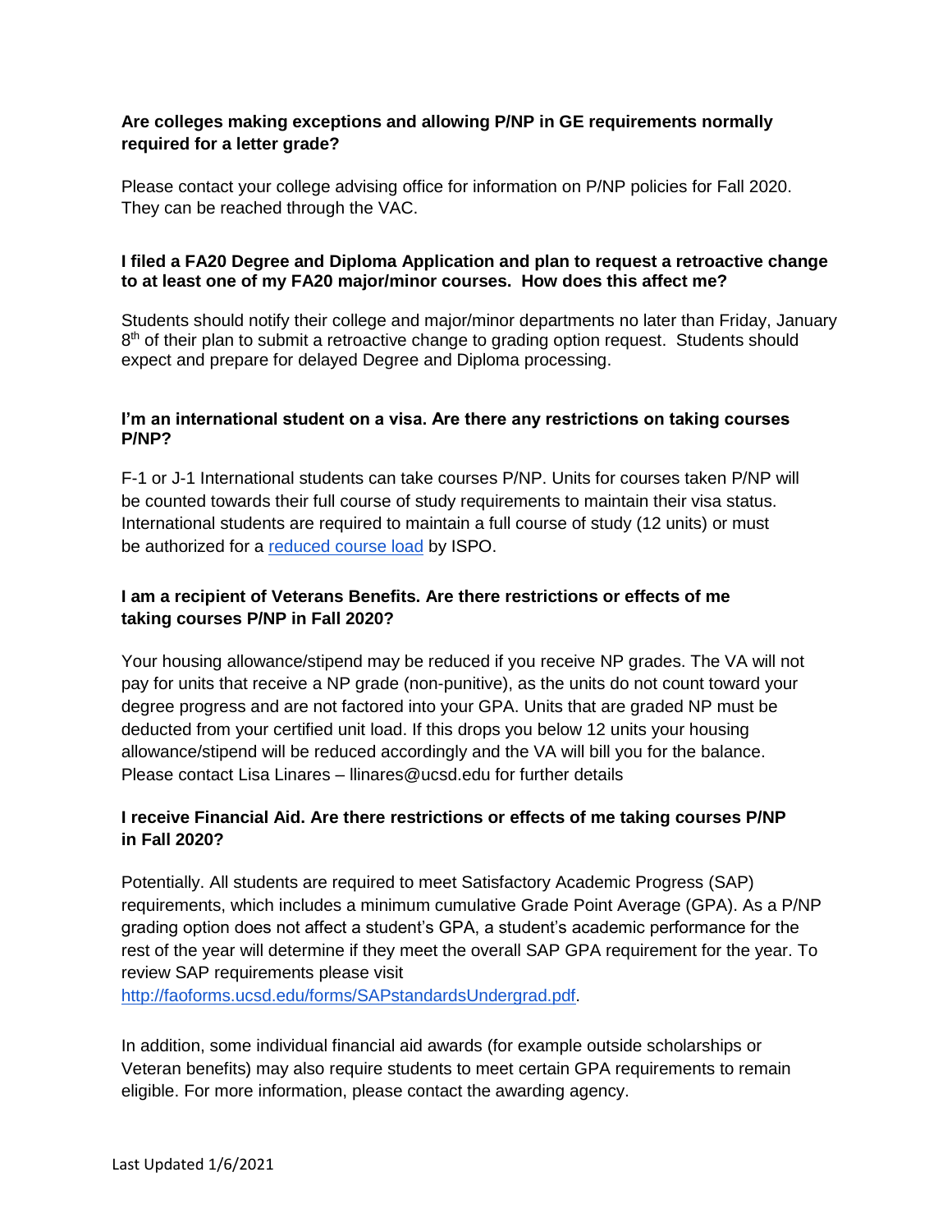**Are colleges making exceptions and allowing P/NP in GE requirements normally required for a letter grade?**

Please contact your college advising office for information on P/NP policies for Fall 2020. They can be reached through the VAC.

**I filed a FA20 Degree and Diploma Application and plan to request a retroactive change to at least one of my FA20 major/minor courses. How does this affect me?**

Students should notify their college and major/minor departments no later than Friday, January 8th of their plan to submit a retroactive change to grading option request. Students should expect and prepare for delayed Degree and Diploma processing.

**I'm an international student on a visa. Are there any restrictions on taking courses P/NP?**

F-1 or J-1 International students can take courses P/NP. Units for courses taken P/NP will be counted towards their full course of study requirements to maintain their visa status. International students are required to maintain a full course of study (12 units) or must be authorized for a reduced course load by ISPO.

**I am a recipient of Veterans Benefits. Are there restrictions or effects of me taking courses P/NP in Fall 2020?**

Your housing allowance/stipend may be reduced if you receive NP grades. The VA will not pay for units that receive a NP grade (non-punitive), as the units do not count toward your degree progress and are not factored into your GPA. Units that are graded NP must be deducted from your certified unit load. If this drops you below 12 units your housing allowance/stipend will be reduced accordingly and the VA will bill you for the balance. Please contact Lisa Linares – llinares@ucsd.edu for further details

**I receive Financial Aid. Are there restrictions or effects of me taking courses P/NP in Fall 2020?**

Potentially. All students are required to meet Satisfactory Academic Progress (SAP) requirements, which includes a minimum cumulative Grade Point Average (GPA). As a P/NP grading option does not affect a student's GPA, a student's academic performance for the rest of the year will determine if they meet the overall SAP GPA requirement for the year. To review SAP requirements please visit http://faoforms.ucsd.edu/forms/SAPstandardsUndergrad.pdf.

In addition, some individual financial aid awards (for example outside scholarships or Veteran benefits) may also require students to meet certain GPA requirements to remain eligible. For more information, please contact the awarding agency.

Last Updated 1/6/2021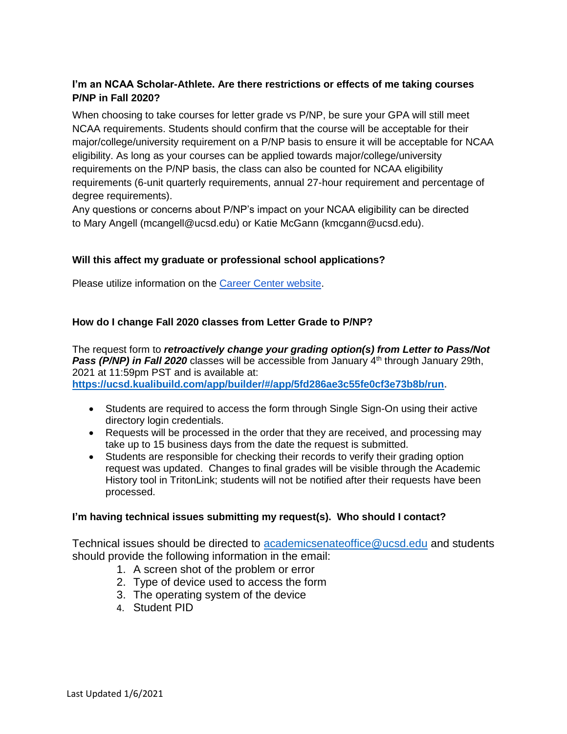**I'm an NCAA Scholar-Athlete. Are there restrictions or effects of me taking courses P/NP in Fall 2020?**

When choosing to take courses for letter grade vs P/NP, be sure your GPA will still meet NCAA requirements. Students should confirm that the course will be acceptable for their major/college/university requirement on a P/NP basis to ensure it will be acceptable for NCAA eligibility. As long as your courses can be applied towards major/college/university requirements on the P/NP basis, the class can also be counted for NCAA eligibility requirements (6-unit quarterly requirements, annual 27-hour requirement and percentage of degree requirements).
Any questions or concerns about P/NP's impact on your NCAA eligibility can be directed to Mary Angell (mcangell@ucsd.edu) or Katie McGann (kmcgann@ucsd.edu).

**Will this affect my graduate or professional school applications?**

Please utilize information on the Career Center website.

**How do I change Fall 2020 classes from Letter Grade to P/NP?**

The request form to ***retroactively change your grading option(s) from Letter to Pass/Not Pass (P/NP) in Fall 2020*** classes will be accessible from January 4th through January 29th, 2021 at 11:59pm PST and is available at:
**https://ucsd.kualibuild.com/app/builder/#/app/5fd286ae3c55fe0cf3e73b8b/run.**

- Students are required to access the form through Single Sign-On using their active directory login credentials.
- Requests will be processed in the order that they are received, and processing may take up to 15 business days from the date the request is submitted.
- Students are responsible for checking their records to verify their grading option request was updated. Changes to final grades will be visible through the Academic History tool in TritonLink; students will not be notified after their requests have been processed.

**I'm having technical issues submitting my request(s). Who should I contact?**

Technical issues should be directed to academicsenateoffice@ucsd.edu and students should provide the following information in the email:

1. A screen shot of the problem or error
2. Type of device used to access the form
3. The operating system of the device
4. Student PID

Last Updated 1/6/2021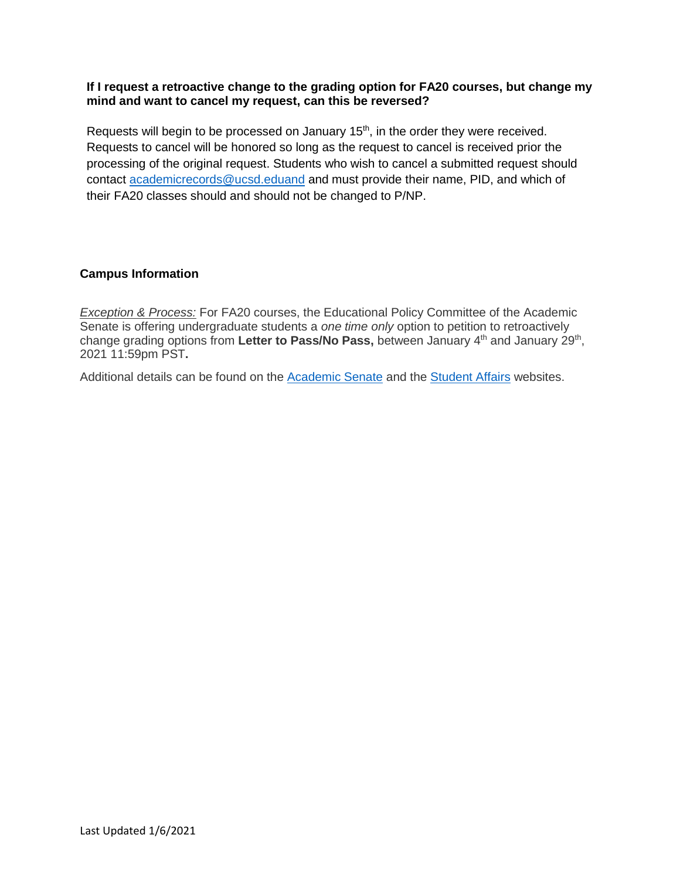**If I request a retroactive change to the grading option for FA20 courses, but change my mind and want to cancel my request, can this be reversed?**

Requests will begin to be processed on January 15th, in the order they were received. Requests to cancel will be honored so long as the request to cancel is received prior the processing of the original request. Students who wish to cancel a submitted request should contact academicrecords@ucsd.eduand and must provide their name, PID, and which of their FA20 classes should and should not be changed to P/NP.

### Campus Information

*Exception & Process:* For FA20 courses, the Educational Policy Committee of the Academic Senate is offering undergraduate students a *one time only* option to petition to retroactively change grading options from **Letter to Pass/No Pass,** between January 4th and January 29th, 2021 11:59pm PST**.**

Additional details can be found on the Academic Senate and the Student Affairs websites.

Last Updated 1/6/2021